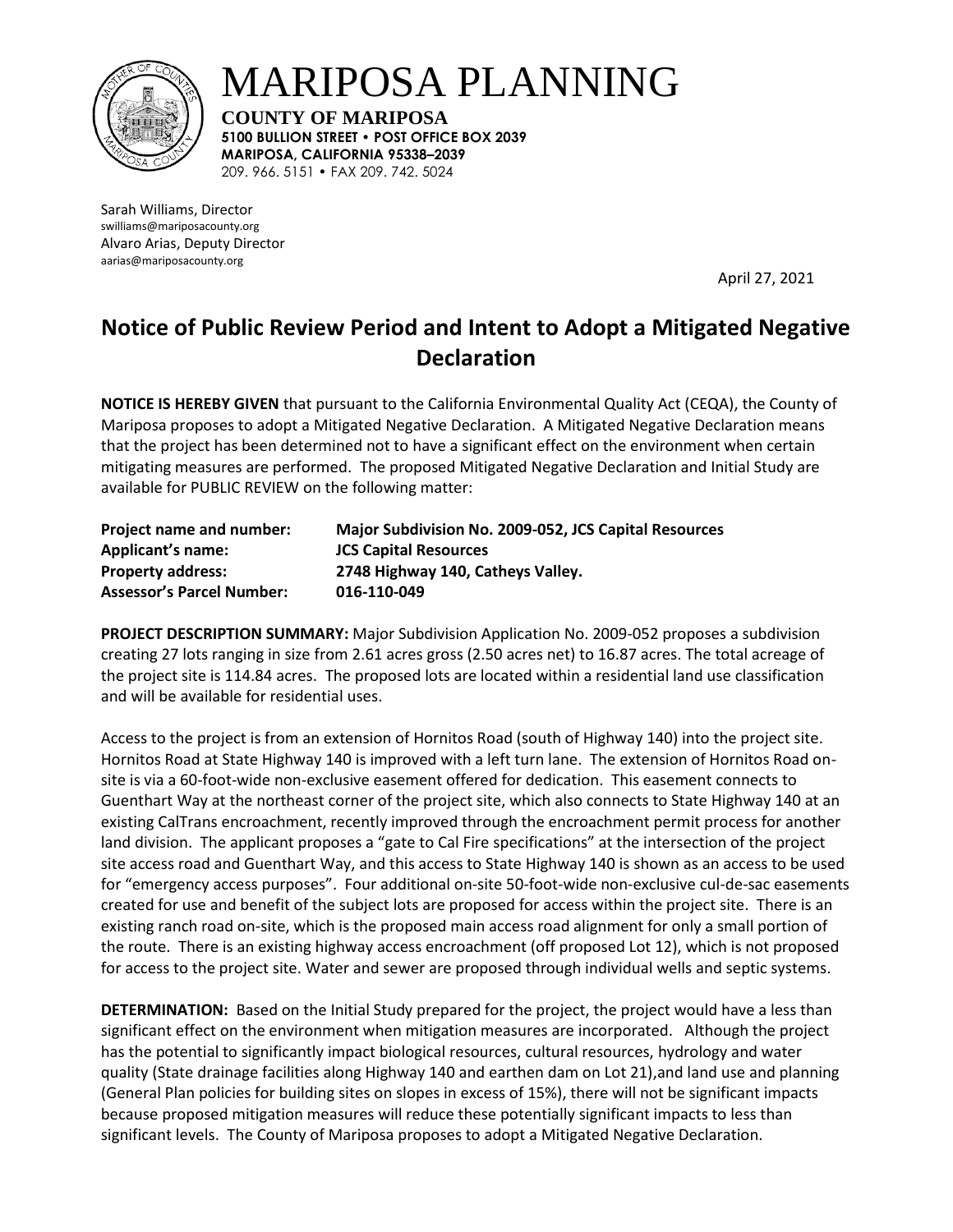# MARIPOSA PLANNING

**COUNTY OF MARIPOSA**
**5100 BULLION STREET • POST OFFICE BOX 2039**
**MARIPOSA, CALIFORNIA 95338–2039**
209. 966. 5151 • FAX 209. 742. 5024

Sarah Williams, Director
swilliams@mariposacounty.org
Alvaro Arias, Deputy Director
aarias@mariposacounty.org

April 27, 2021

## Notice of Public Review Period and Intent to Adopt a Mitigated Negative Declaration

**NOTICE IS HEREBY GIVEN** that pursuant to the California Environmental Quality Act (CEQA), the County of Mariposa proposes to adopt a Mitigated Negative Declaration. A Mitigated Negative Declaration means that the project has been determined not to have a significant effect on the environment when certain mitigating measures are performed. The proposed Mitigated Negative Declaration and Initial Study are available for PUBLIC REVIEW on the following matter:

| | |
|---|---|
| **Project name and number:** | **Major Subdivision No. 2009-052, JCS Capital Resources** |
| **Applicant's name:** | **JCS Capital Resources** |
| **Property address:** | **2748 Highway 140, Catheys Valley.** |
| **Assessor's Parcel Number:** | **016-110-049** |

**PROJECT DESCRIPTION SUMMARY:** Major Subdivision Application No. 2009-052 proposes a subdivision creating 27 lots ranging in size from 2.61 acres gross (2.50 acres net) to 16.87 acres. The total acreage of the project site is 114.84 acres. The proposed lots are located within a residential land use classification and will be available for residential uses.

Access to the project is from an extension of Hornitos Road (south of Highway 140) into the project site. Hornitos Road at State Highway 140 is improved with a left turn lane. The extension of Hornitos Road on-site is via a 60-foot-wide non-exclusive easement offered for dedication. This easement connects to Guenthart Way at the northeast corner of the project site, which also connects to State Highway 140 at an existing CalTrans encroachment, recently improved through the encroachment permit process for another land division. The applicant proposes a "gate to Cal Fire specifications" at the intersection of the project site access road and Guenthart Way, and this access to State Highway 140 is shown as an access to be used for "emergency access purposes". Four additional on-site 50-foot-wide non-exclusive cul-de-sac easements created for use and benefit of the subject lots are proposed for access within the project site. There is an existing ranch road on-site, which is the proposed main access road alignment for only a small portion of the route. There is an existing highway access encroachment (off proposed Lot 12), which is not proposed for access to the project site. Water and sewer are proposed through individual wells and septic systems.

**DETERMINATION:** Based on the Initial Study prepared for the project, the project would have a less than significant effect on the environment when mitigation measures are incorporated. Although the project has the potential to significantly impact biological resources, cultural resources, hydrology and water quality (State drainage facilities along Highway 140 and earthen dam on Lot 21),and land use and planning (General Plan policies for building sites on slopes in excess of 15%), there will not be significant impacts because proposed mitigation measures will reduce these potentially significant impacts to less than significant levels. The County of Mariposa proposes to adopt a Mitigated Negative Declaration.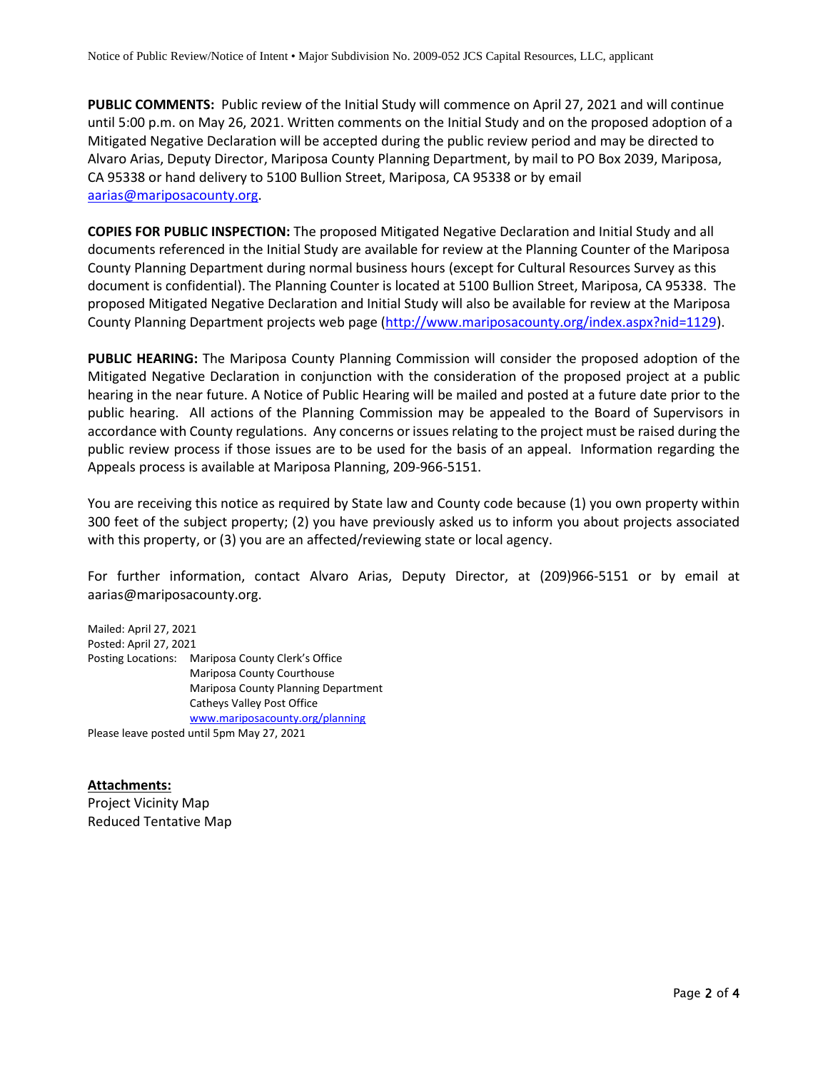**PUBLIC COMMENTS:** Public review of the Initial Study will commence on April 27, 2021 and will continue until 5:00 p.m. on May 26, 2021. Written comments on the Initial Study and on the proposed adoption of a Mitigated Negative Declaration will be accepted during the public review period and may be directed to Alvaro Arias, Deputy Director, Mariposa County Planning Department, by mail to PO Box 2039, Mariposa, CA 95338 or hand delivery to 5100 Bullion Street, Mariposa, CA 95338 or by email aarias@mariposacounty.org.

**COPIES FOR PUBLIC INSPECTION:** The proposed Mitigated Negative Declaration and Initial Study and all documents referenced in the Initial Study are available for review at the Planning Counter of the Mariposa County Planning Department during normal business hours (except for Cultural Resources Survey as this document is confidential). The Planning Counter is located at 5100 Bullion Street, Mariposa, CA 95338. The proposed Mitigated Negative Declaration and Initial Study will also be available for review at the Mariposa County Planning Department projects web page (http://www.mariposacounty.org/index.aspx?nid=1129).

**PUBLIC HEARING:** The Mariposa County Planning Commission will consider the proposed adoption of the Mitigated Negative Declaration in conjunction with the consideration of the proposed project at a public hearing in the near future. A Notice of Public Hearing will be mailed and posted at a future date prior to the public hearing. All actions of the Planning Commission may be appealed to the Board of Supervisors in accordance with County regulations. Any concerns or issues relating to the project must be raised during the public review process if those issues are to be used for the basis of an appeal. Information regarding the Appeals process is available at Mariposa Planning, 209-966-5151.

You are receiving this notice as required by State law and County code because (1) you own property within 300 feet of the subject property; (2) you have previously asked us to inform you about projects associated with this property, or (3) you are an affected/reviewing state or local agency.

For further information, contact Alvaro Arias, Deputy Director, at (209)966-5151 or by email at aarias@mariposacounty.org.

Mailed: April 27, 2021
Posted: April 27, 2021
Posting Locations: Mariposa County Clerk's Office
Mariposa County Courthouse
Mariposa County Planning Department
Catheys Valley Post Office
www.mariposacounty.org/planning
Please leave posted until 5pm May 27, 2021

**Attachments:**
Project Vicinity Map
Reduced Tentative Map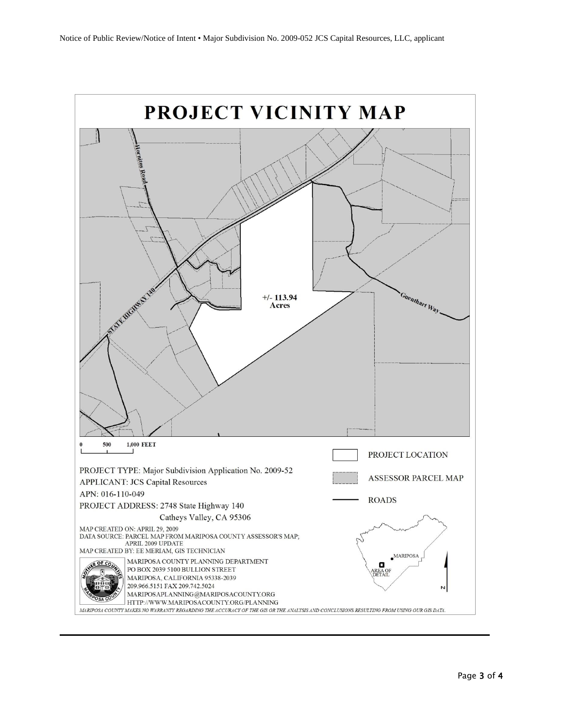# PROJECT VICINITY MAP

Hornitos Road

STATE HIGHWAY 140

Guenthart Way

+/- 113.94 Acres

0 500 1,000 FEET

PROJECT LOCATION

ASSESSOR PARCEL MAP

ROADS

PROJECT TYPE: Major Subdivision Application No. 2009-52

APPLICANT: JCS Capital Resources

APN: 016-110-049

PROJECT ADDRESS: 2748 State Highway 140
Catheys Valley, CA 95306

MAP CREATED ON: APRIL 29, 2009

DATA SOURCE: PARCEL MAP FROM MARIPOSA COUNTY ASSESSOR'S MAP; APRIL 2009 UPDATE

MAP CREATED BY: EE MERIAM, GIS TECHNICIAN

MARIPOSA COUNTY PLANNING DEPARTMENT
PO BOX 2039 5100 BULLION STREET
MARIPOSA, CALIFORNIA 95338-2039
209.966.5151 FAX 209.742.5024
MARIPOSAPLANNING@MARIPOSACOUNTY.ORG
HTTP://WWW.MARIPOSACOUNTY.ORG/PLANNING

MARIPOSA

AREA OF DETAIL

N

*MARIPOSA COUNTY MAKES NO WARRANTY REGARDING THE ACCURACY OF THE GIS OR THE ANALYSIS AND CONCLUSIONS RESULTING FROM USING OUR GIS DATA.*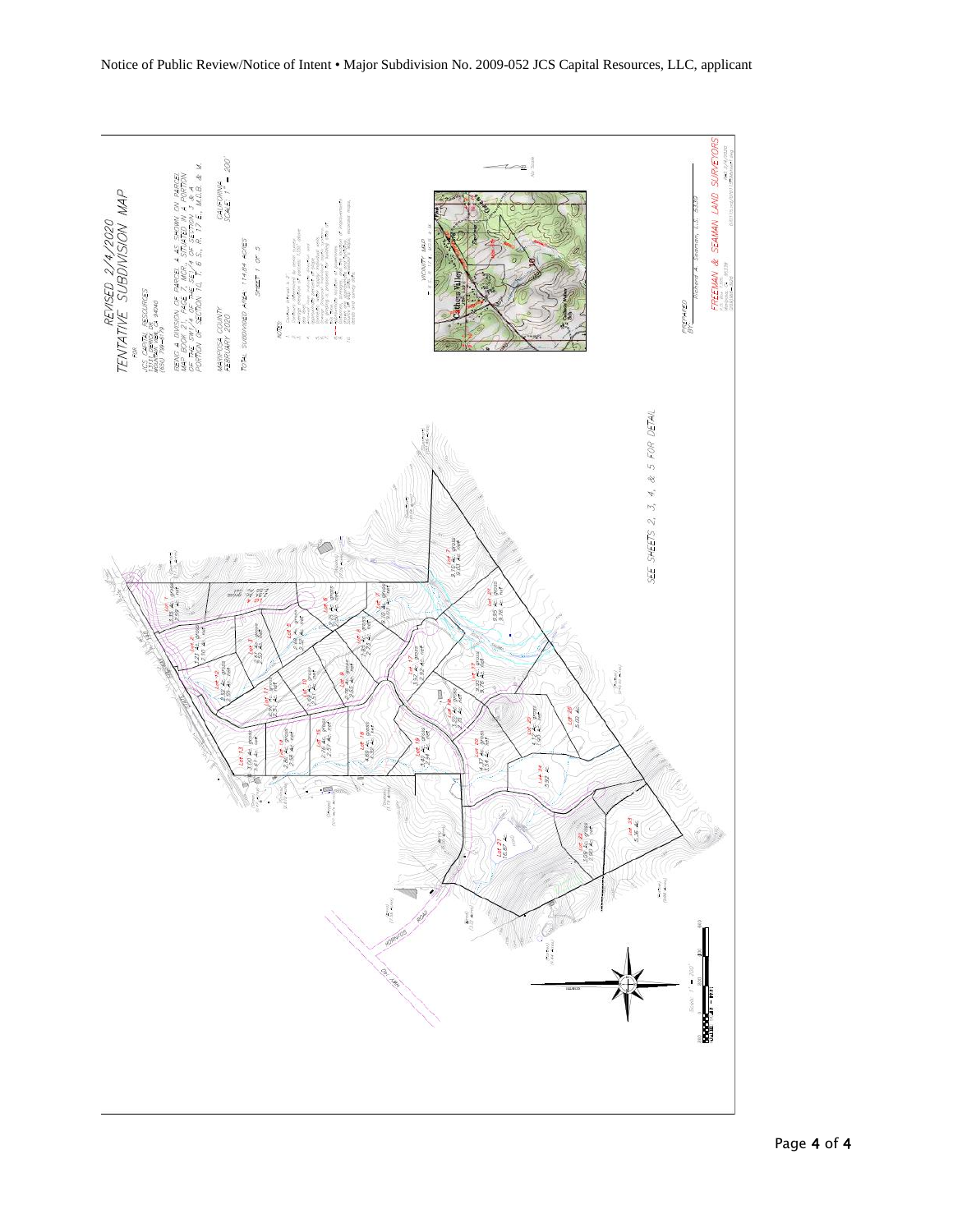Notice of Public Review/Notice of Intent • Major Subdivision No. 2009-052 JCS Capital Resources, LLC, applicant

REVISED 2/4/2020

TENTATIVE SUBDIVISION MAP

FOR

JCS CAPITAL RESOURCES

BEING A DIVISION OF PARCEL 4 AS SHOWN ON PARCEL MAP BOOK 21, PAGE __, SITUATED IN A PORTION OF THE SW1/4 OF THE SE1/4 OF SECTION 3 & A PORTION OF SECTION 10, T. 6 S., R. 17 E., M.D.B. & M.

MARIPOSA COUNTY, CALIFORNIA

FEBRUARY 2020

SCALE 1" = 200'

TOTAL SUBDIVIDED AREA 114.84 ACRES

SHEET 1 OF 5

VICINITY MAP

SEE SHEETS 2, 3, 4, & 5 FOR DETAIL

PREPARED BY: Richard A. Seaman, L.S. 5339

FREEMAN & SEAMAN LAND SURVEYORS